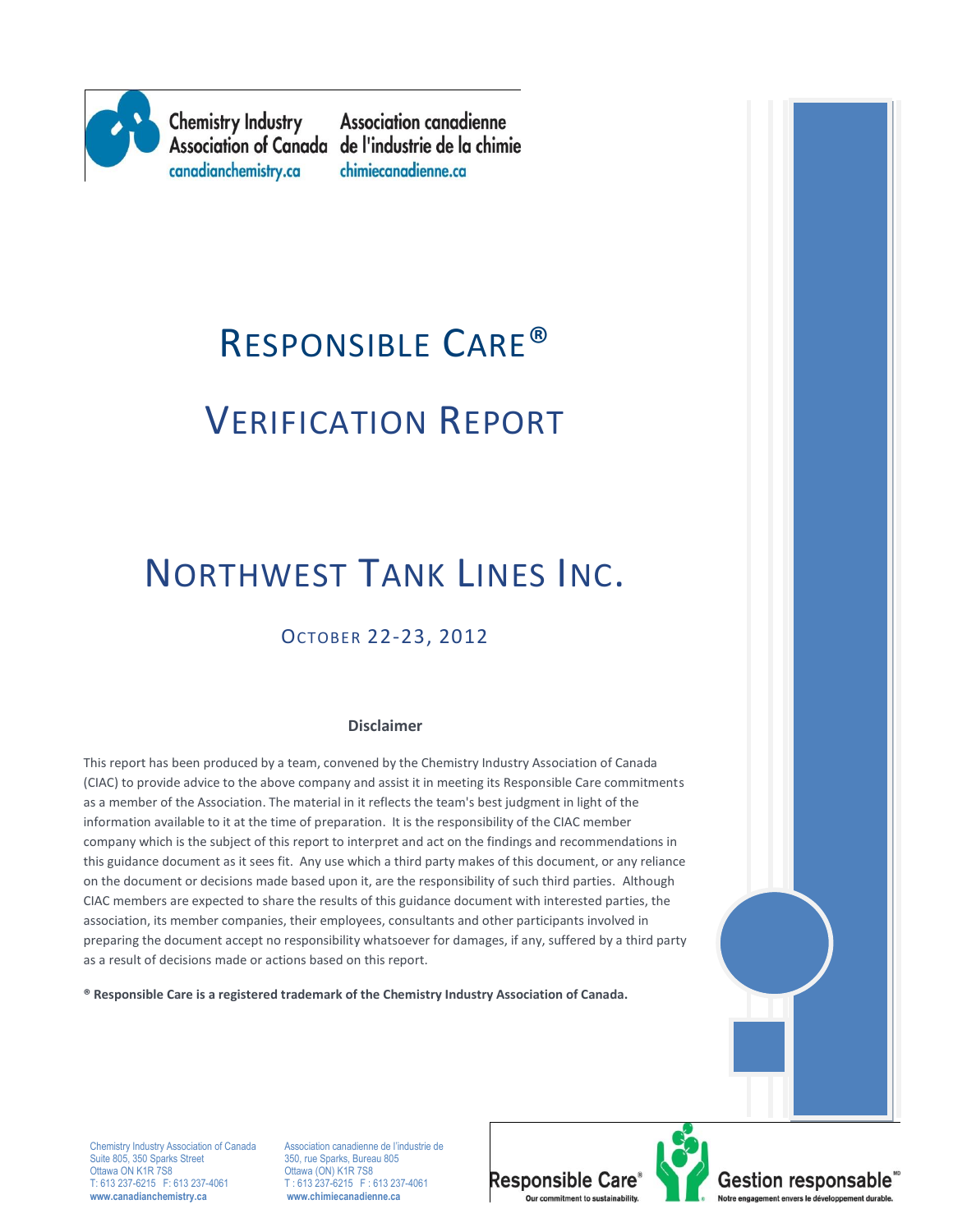Chemistry Industry Association of Canada
canadianchemistry.ca

Association canadienne de l'industrie de la chimie
chimiecanadienne.ca

# RESPONSIBLE CARE®

# VERIFICATION REPORT

# NORTHWEST TANK LINES INC.

## OCTOBER 22-23, 2012

**Disclaimer**

This report has been produced by a team, convened by the Chemistry Industry Association of Canada (CIAC) to provide advice to the above company and assist it in meeting its Responsible Care commitments as a member of the Association. The material in it reflects the team's best judgment in light of the information available to it at the time of preparation. It is the responsibility of the CIAC member company which is the subject of this report to interpret and act on the findings and recommendations in this guidance document as it sees fit. Any use which a third party makes of this document, or any reliance on the document or decisions made based upon it, are the responsibility of such third parties. Although CIAC members are expected to share the results of this guidance document with interested parties, the association, its member companies, their employees, consultants and other participants involved in preparing the document accept no responsibility whatsoever for damages, if any, suffered by a third party as a result of decisions made or actions based on this report.

**® Responsible Care is a registered trademark of the Chemistry Industry Association of Canada.**

Chemistry Industry Association of Canada
Suite 805, 350 Sparks Street
Ottawa ON K1R 7S8
T: 613 237-6215 F: 613 237-4061
**www.canadianchemistry.ca**

Association canadienne de l'industrie de
350, rue Sparks, Bureau 805
Ottawa (ON) K1R 7S8
T : 613 237-6215 F : 613 237-4061
**www.chimiecanadienne.ca**

Responsible Care® — Our commitment to sustainability.
Gestion responsable^MD — Notre engagement envers le développement durable.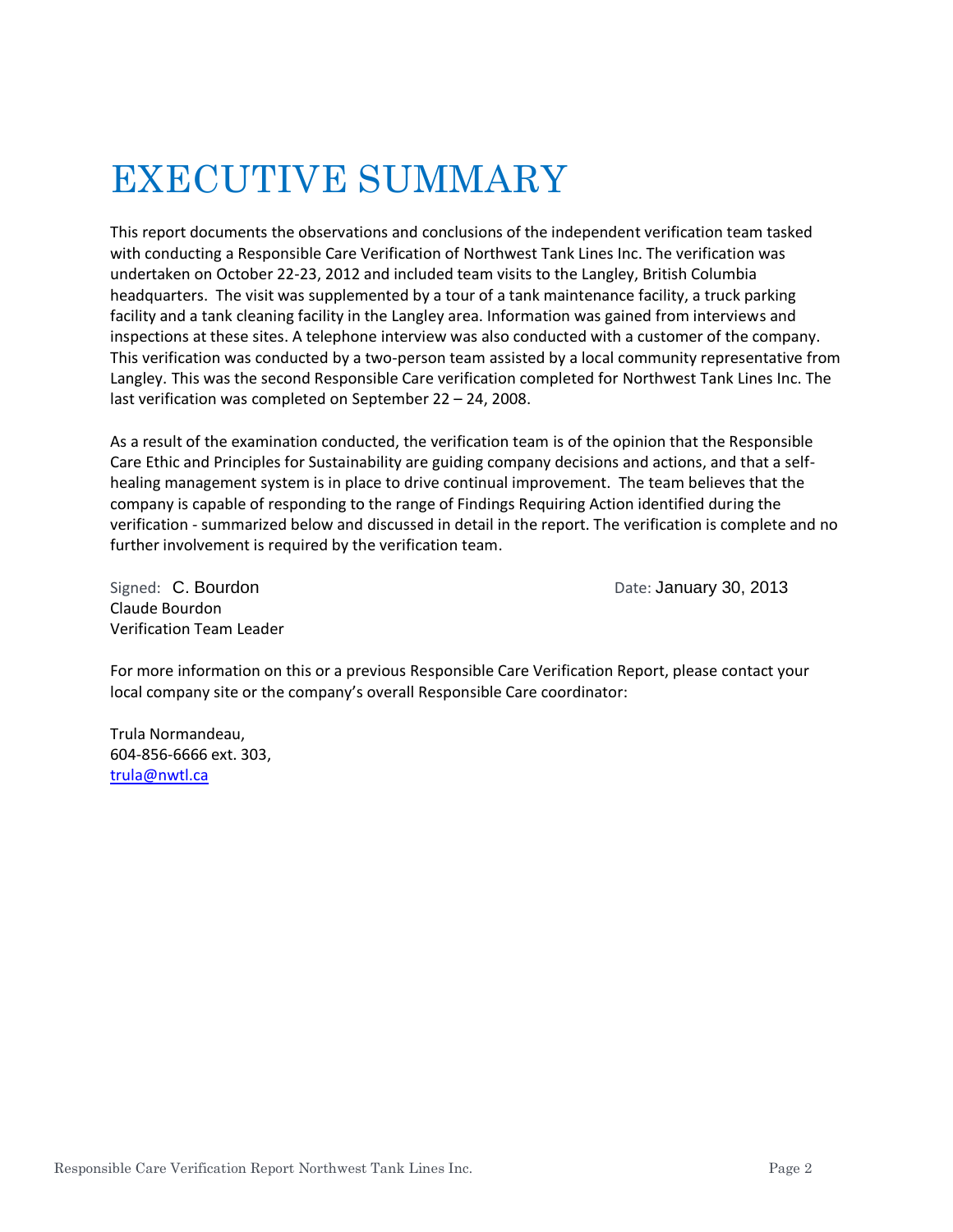# EXECUTIVE SUMMARY

This report documents the observations and conclusions of the independent verification team tasked with conducting a Responsible Care Verification of Northwest Tank Lines Inc. The verification was undertaken on October 22-23, 2012 and included team visits to the Langley, British Columbia headquarters. The visit was supplemented by a tour of a tank maintenance facility, a truck parking facility and a tank cleaning facility in the Langley area. Information was gained from interviews and inspections at these sites. A telephone interview was also conducted with a customer of the company. This verification was conducted by a two-person team assisted by a local community representative from Langley. This was the second Responsible Care verification completed for Northwest Tank Lines Inc. The last verification was completed on September 22 – 24, 2008.

As a result of the examination conducted, the verification team is of the opinion that the Responsible Care Ethic and Principles for Sustainability are guiding company decisions and actions, and that a self-healing management system is in place to drive continual improvement. The team believes that the company is capable of responding to the range of Findings Requiring Action identified during the verification - summarized below and discussed in detail in the report. The verification is complete and no further involvement is required by the verification team.

Signed: C. Bourdon
Claude Bourdon
Verification Team Leader

Date: January 30, 2013

For more information on this or a previous Responsible Care Verification Report, please contact your local company site or the company's overall Responsible Care coordinator:

Trula Normandeau,
604-856-6666 ext. 303,
trula@nwtl.ca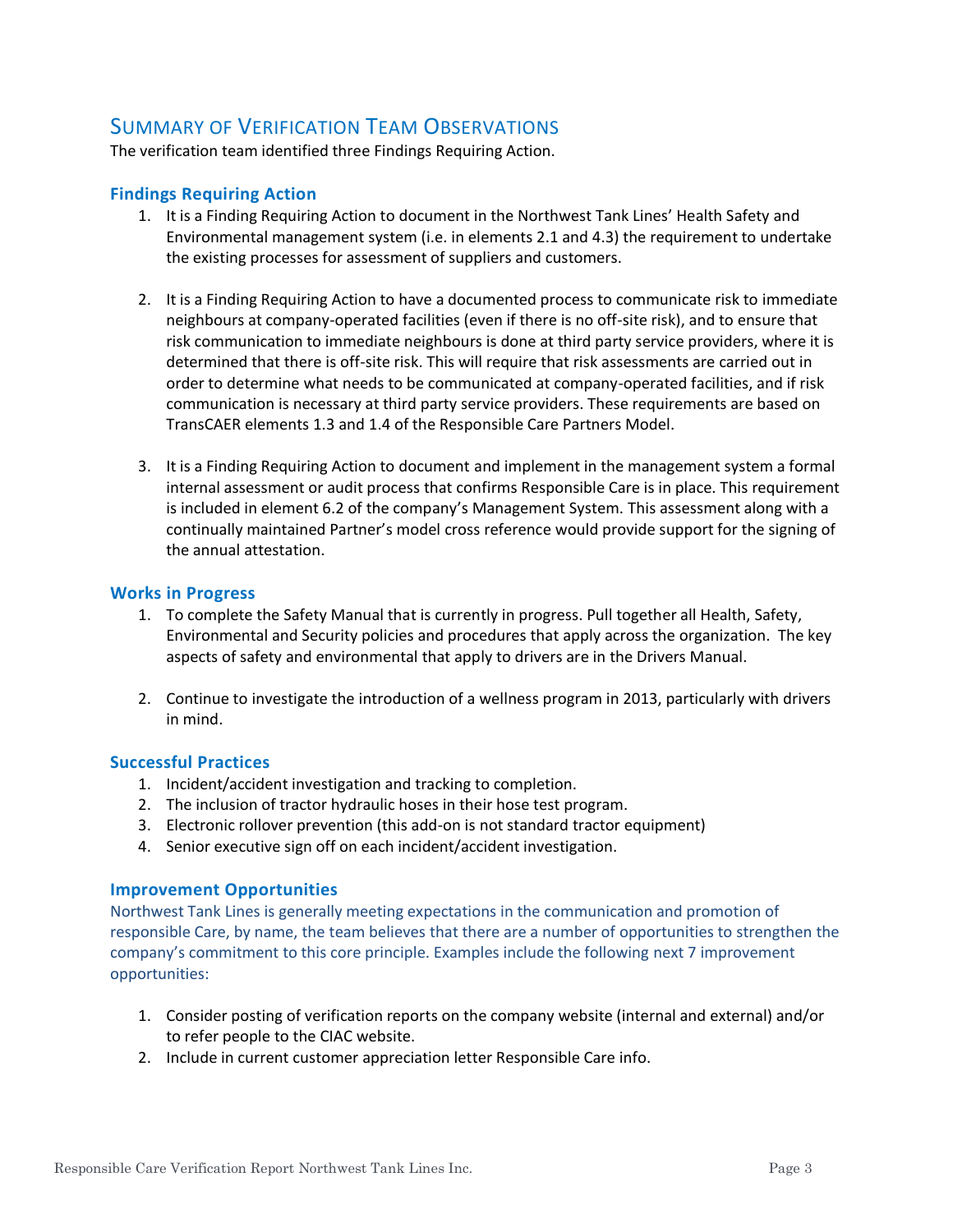## Summary of Verification Team Observations

The verification team identified three Findings Requiring Action.

### Findings Requiring Action

1. It is a Finding Requiring Action to document in the Northwest Tank Lines' Health Safety and Environmental management system (i.e. in elements 2.1 and 4.3) the requirement to undertake the existing processes for assessment of suppliers and customers.

2. It is a Finding Requiring Action to have a documented process to communicate risk to immediate neighbours at company-operated facilities (even if there is no off-site risk), and to ensure that risk communication to immediate neighbours is done at third party service providers, where it is determined that there is off-site risk. This will require that risk assessments are carried out in order to determine what needs to be communicated at company-operated facilities, and if risk communication is necessary at third party service providers. These requirements are based on TransCAER elements 1.3 and 1.4 of the Responsible Care Partners Model.

3. It is a Finding Requiring Action to document and implement in the management system a formal internal assessment or audit process that confirms Responsible Care is in place. This requirement is included in element 6.2 of the company's Management System. This assessment along with a continually maintained Partner's model cross reference would provide support for the signing of the annual attestation.

### Works in Progress

1. To complete the Safety Manual that is currently in progress. Pull together all Health, Safety, Environmental and Security policies and procedures that apply across the organization. The key aspects of safety and environmental that apply to drivers are in the Drivers Manual.

2. Continue to investigate the introduction of a wellness program in 2013, particularly with drivers in mind.

### Successful Practices

1. Incident/accident investigation and tracking to completion.
2. The inclusion of tractor hydraulic hoses in their hose test program.
3. Electronic rollover prevention (this add-on is not standard tractor equipment)
4. Senior executive sign off on each incident/accident investigation.

### Improvement Opportunities

Northwest Tank Lines is generally meeting expectations in the communication and promotion of responsible Care, by name, the team believes that there are a number of opportunities to strengthen the company's commitment to this core principle. Examples include the following next 7 improvement opportunities:

1. Consider posting of verification reports on the company website (internal and external) and/or to refer people to the CIAC website.
2. Include in current customer appreciation letter Responsible Care info.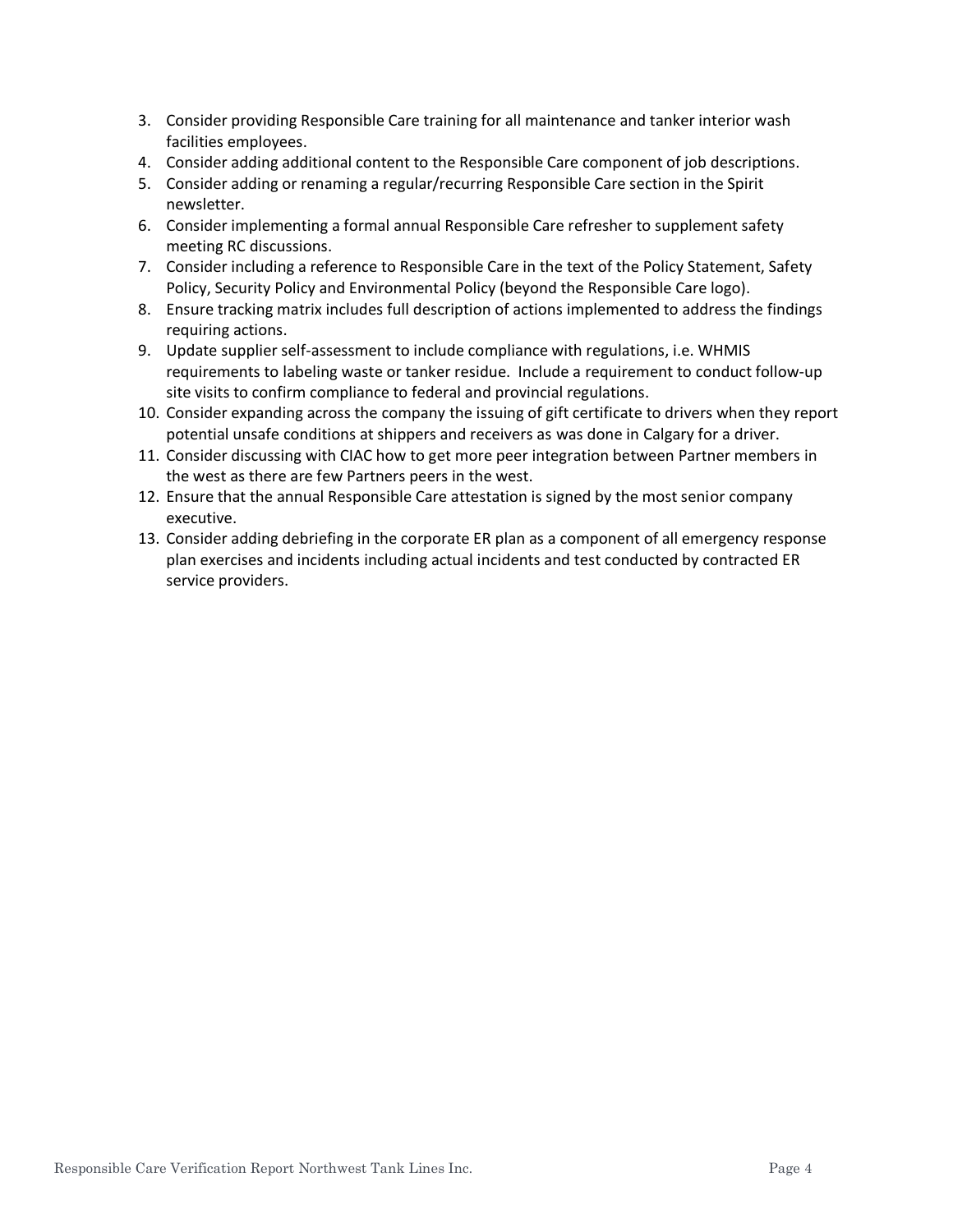3. Consider providing Responsible Care training for all maintenance and tanker interior wash facilities employees.
4. Consider adding additional content to the Responsible Care component of job descriptions.
5. Consider adding or renaming a regular/recurring Responsible Care section in the Spirit newsletter.
6. Consider implementing a formal annual Responsible Care refresher to supplement safety meeting RC discussions.
7. Consider including a reference to Responsible Care in the text of the Policy Statement, Safety Policy, Security Policy and Environmental Policy (beyond the Responsible Care logo).
8. Ensure tracking matrix includes full description of actions implemented to address the findings requiring actions.
9. Update supplier self-assessment to include compliance with regulations, i.e. WHMIS requirements to labeling waste or tanker residue. Include a requirement to conduct follow-up site visits to confirm compliance to federal and provincial regulations.
10. Consider expanding across the company the issuing of gift certificate to drivers when they report potential unsafe conditions at shippers and receivers as was done in Calgary for a driver.
11. Consider discussing with CIAC how to get more peer integration between Partner members in the west as there are few Partners peers in the west.
12. Ensure that the annual Responsible Care attestation is signed by the most senior company executive.
13. Consider adding debriefing in the corporate ER plan as a component of all emergency response plan exercises and incidents including actual incidents and test conducted by contracted ER service providers.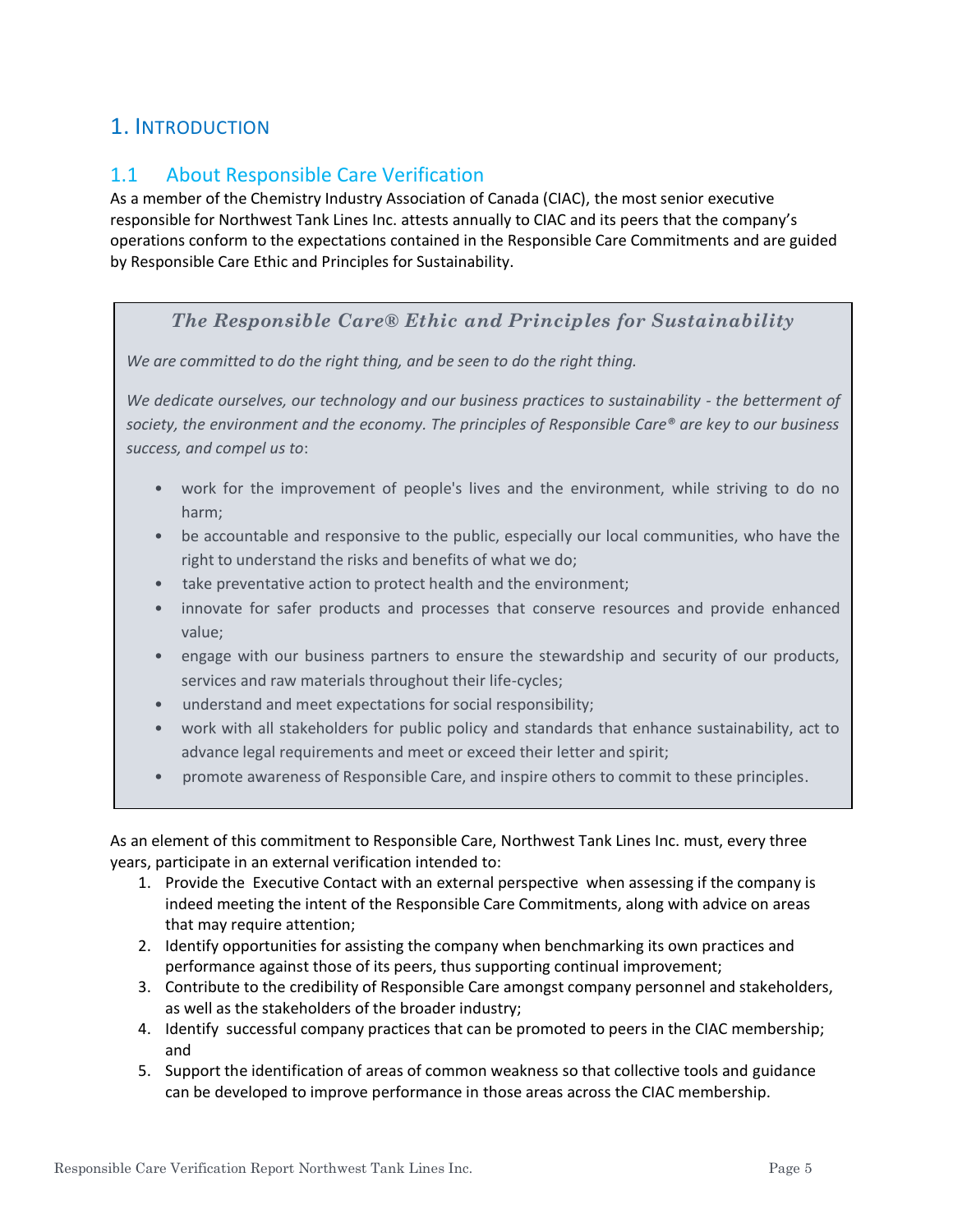# 1. Introduction

## 1.1 About Responsible Care Verification

As a member of the Chemistry Industry Association of Canada (CIAC), the most senior executive responsible for Northwest Tank Lines Inc. attests annually to CIAC and its peers that the company's operations conform to the expectations contained in the Responsible Care Commitments and are guided by Responsible Care Ethic and Principles for Sustainability.

> ***The Responsible Care® Ethic and Principles for Sustainability***
>
> *We are committed to do the right thing, and be seen to do the right thing.*
>
> *We dedicate ourselves, our technology and our business practices to sustainability - the betterment of society, the environment and the economy. The principles of Responsible Care® are key to our business success, and compel us to*:
>
> - work for the improvement of people's lives and the environment, while striving to do no harm;
> - be accountable and responsive to the public, especially our local communities, who have the right to understand the risks and benefits of what we do;
> - take preventative action to protect health and the environment;
> - innovate for safer products and processes that conserve resources and provide enhanced value;
> - engage with our business partners to ensure the stewardship and security of our products, services and raw materials throughout their life-cycles;
> - understand and meet expectations for social responsibility;
> - work with all stakeholders for public policy and standards that enhance sustainability, act to advance legal requirements and meet or exceed their letter and spirit;
> - promote awareness of Responsible Care, and inspire others to commit to these principles.

As an element of this commitment to Responsible Care, Northwest Tank Lines Inc. must, every three years, participate in an external verification intended to:

1. Provide the Executive Contact with an external perspective when assessing if the company is indeed meeting the intent of the Responsible Care Commitments, along with advice on areas that may require attention;
2. Identify opportunities for assisting the company when benchmarking its own practices and performance against those of its peers, thus supporting continual improvement;
3. Contribute to the credibility of Responsible Care amongst company personnel and stakeholders, as well as the stakeholders of the broader industry;
4. Identify successful company practices that can be promoted to peers in the CIAC membership; and
5. Support the identification of areas of common weakness so that collective tools and guidance can be developed to improve performance in those areas across the CIAC membership.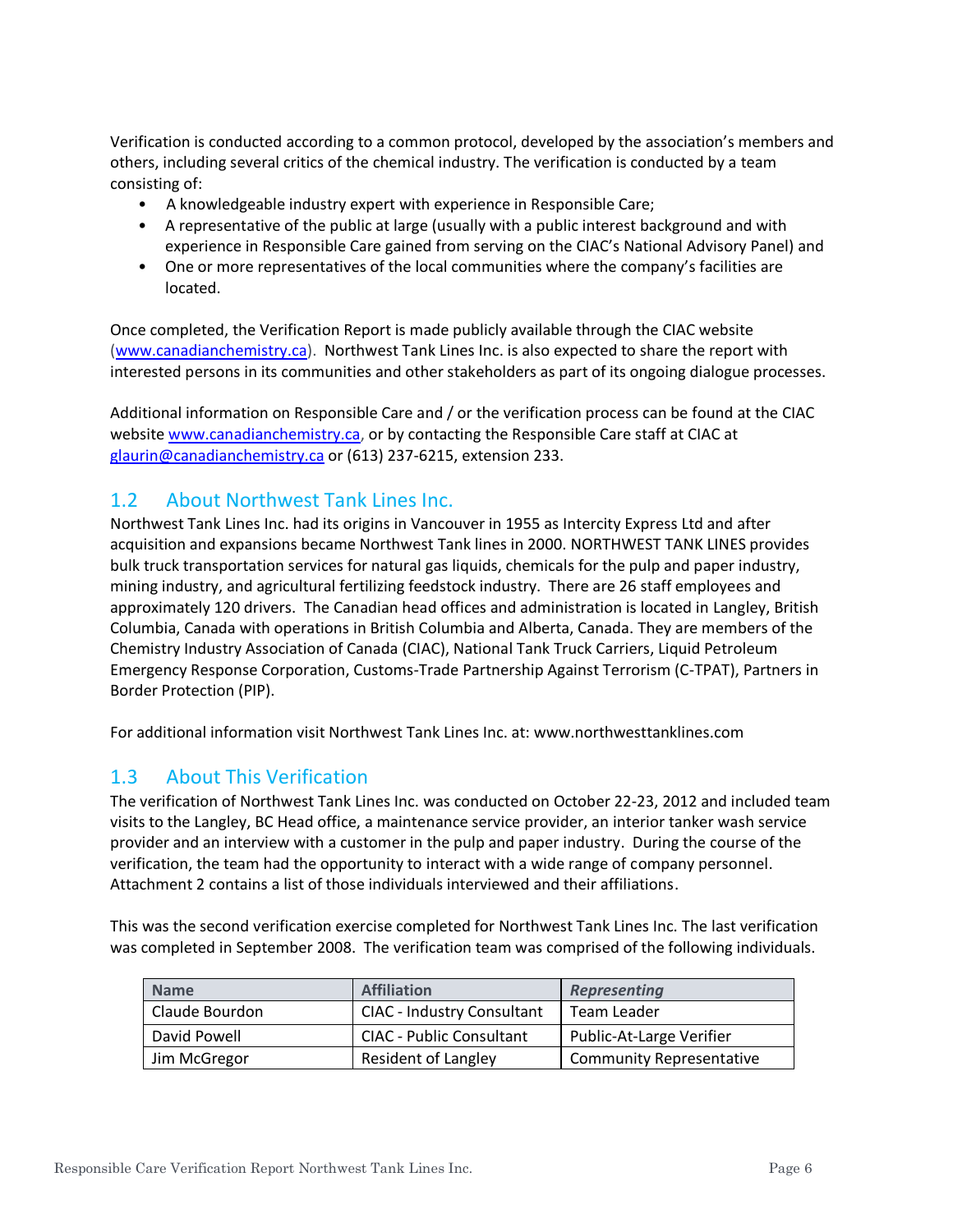Verification is conducted according to a common protocol, developed by the association's members and others, including several critics of the chemical industry. The verification is conducted by a team consisting of:

- A knowledgeable industry expert with experience in Responsible Care;
- A representative of the public at large (usually with a public interest background and with experience in Responsible Care gained from serving on the CIAC's National Advisory Panel) and
- One or more representatives of the local communities where the company's facilities are located.

Once completed, the Verification Report is made publicly available through the CIAC website (www.canadianchemistry.ca). Northwest Tank Lines Inc. is also expected to share the report with interested persons in its communities and other stakeholders as part of its ongoing dialogue processes.

Additional information on Responsible Care and / or the verification process can be found at the CIAC website www.canadianchemistry.ca, or by contacting the Responsible Care staff at CIAC at glaurin@canadianchemistry.ca or (613) 237-6215, extension 233.

## 1.2 About Northwest Tank Lines Inc.

Northwest Tank Lines Inc. had its origins in Vancouver in 1955 as Intercity Express Ltd and after acquisition and expansions became Northwest Tank lines in 2000. NORTHWEST TANK LINES provides bulk truck transportation services for natural gas liquids, chemicals for the pulp and paper industry, mining industry, and agricultural fertilizing feedstock industry. There are 26 staff employees and approximately 120 drivers. The Canadian head offices and administration is located in Langley, British Columbia, Canada with operations in British Columbia and Alberta, Canada. They are members of the Chemistry Industry Association of Canada (CIAC), National Tank Truck Carriers, Liquid Petroleum Emergency Response Corporation, Customs-Trade Partnership Against Terrorism (C-TPAT), Partners in Border Protection (PIP).

For additional information visit Northwest Tank Lines Inc. at: www.northwesttanklines.com

## 1.3 About This Verification

The verification of Northwest Tank Lines Inc. was conducted on October 22-23, 2012 and included team visits to the Langley, BC Head office, a maintenance service provider, an interior tanker wash service provider and an interview with a customer in the pulp and paper industry. During the course of the verification, the team had the opportunity to interact with a wide range of company personnel. Attachment 2 contains a list of those individuals interviewed and their affiliations.

This was the second verification exercise completed for Northwest Tank Lines Inc. The last verification was completed in September 2008. The verification team was comprised of the following individuals.

| Name | Affiliation | *Representing* |
|---|---|---|
| Claude Bourdon | CIAC - Industry Consultant | Team Leader |
| David Powell | CIAC - Public Consultant | Public-At-Large Verifier |
| Jim McGregor | Resident of Langley | Community Representative |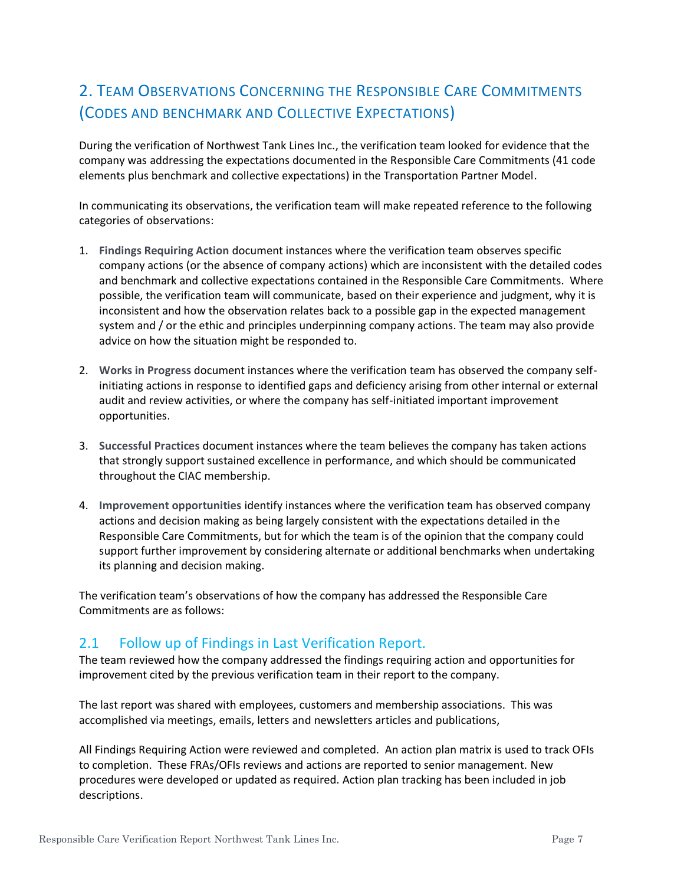## 2. Team Observations Concerning the Responsible Care Commitments (Codes and benchmark and Collective Expectations)

During the verification of Northwest Tank Lines Inc., the verification team looked for evidence that the company was addressing the expectations documented in the Responsible Care Commitments (41 code elements plus benchmark and collective expectations) in the Transportation Partner Model.

In communicating its observations, the verification team will make repeated reference to the following categories of observations:

1. **Findings Requiring Action** document instances where the verification team observes specific company actions (or the absence of company actions) which are inconsistent with the detailed codes and benchmark and collective expectations contained in the Responsible Care Commitments. Where possible, the verification team will communicate, based on their experience and judgment, why it is inconsistent and how the observation relates back to a possible gap in the expected management system and / or the ethic and principles underpinning company actions. The team may also provide advice on how the situation might be responded to.

2. **Works in Progress** document instances where the verification team has observed the company self-initiating actions in response to identified gaps and deficiency arising from other internal or external audit and review activities, or where the company has self-initiated important improvement opportunities.

3. **Successful Practices** document instances where the team believes the company has taken actions that strongly support sustained excellence in performance, and which should be communicated throughout the CIAC membership.

4. **Improvement opportunities** identify instances where the verification team has observed company actions and decision making as being largely consistent with the expectations detailed in the Responsible Care Commitments, but for which the team is of the opinion that the company could support further improvement by considering alternate or additional benchmarks when undertaking its planning and decision making.

The verification team's observations of how the company has addressed the Responsible Care Commitments are as follows:

### 2.1 Follow up of Findings in Last Verification Report.

The team reviewed how the company addressed the findings requiring action and opportunities for improvement cited by the previous verification team in their report to the company.

The last report was shared with employees, customers and membership associations. This was accomplished via meetings, emails, letters and newsletters articles and publications,

All Findings Requiring Action were reviewed and completed. An action plan matrix is used to track OFIs to completion. These FRAs/OFIs reviews and actions are reported to senior management. New procedures were developed or updated as required. Action plan tracking has been included in job descriptions.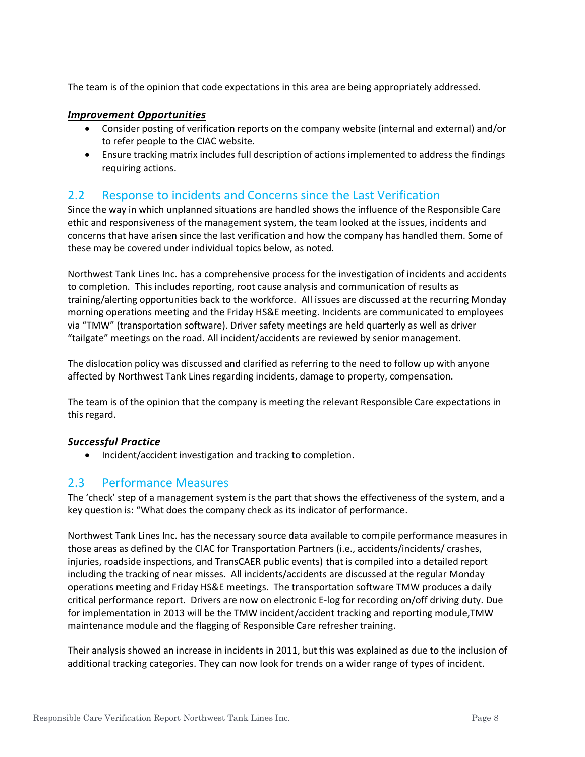The team is of the opinion that code expectations in this area are being appropriately addressed.

***Improvement Opportunities***

- Consider posting of verification reports on the company website (internal and external) and/or to refer people to the CIAC website.
- Ensure tracking matrix includes full description of actions implemented to address the findings requiring actions.

## 2.2 Response to incidents and Concerns since the Last Verification

Since the way in which unplanned situations are handled shows the influence of the Responsible Care ethic and responsiveness of the management system, the team looked at the issues, incidents and concerns that have arisen since the last verification and how the company has handled them. Some of these may be covered under individual topics below, as noted.

Northwest Tank Lines Inc. has a comprehensive process for the investigation of incidents and accidents to completion. This includes reporting, root cause analysis and communication of results as training/alerting opportunities back to the workforce. All issues are discussed at the recurring Monday morning operations meeting and the Friday HS&E meeting. Incidents are communicated to employees via "TMW" (transportation software). Driver safety meetings are held quarterly as well as driver "tailgate" meetings on the road. All incident/accidents are reviewed by senior management.

The dislocation policy was discussed and clarified as referring to the need to follow up with anyone affected by Northwest Tank Lines regarding incidents, damage to property, compensation.

The team is of the opinion that the company is meeting the relevant Responsible Care expectations in this regard.

***Successful Practice***

- Incident/accident investigation and tracking to completion.

## 2.3 Performance Measures

The 'check' step of a management system is the part that shows the effectiveness of the system, and a key question is: "What does the company check as its indicator of performance.

Northwest Tank Lines Inc. has the necessary source data available to compile performance measures in those areas as defined by the CIAC for Transportation Partners (i.e., accidents/incidents/ crashes, injuries, roadside inspections, and TransCAER public events) that is compiled into a detailed report including the tracking of near misses. All incidents/accidents are discussed at the regular Monday operations meeting and Friday HS&E meetings. The transportation software TMW produces a daily critical performance report. Drivers are now on electronic E-log for recording on/off driving duty. Due for implementation in 2013 will be the TMW incident/accident tracking and reporting module,TMW maintenance module and the flagging of Responsible Care refresher training.

Their analysis showed an increase in incidents in 2011, but this was explained as due to the inclusion of additional tracking categories. They can now look for trends on a wider range of types of incident.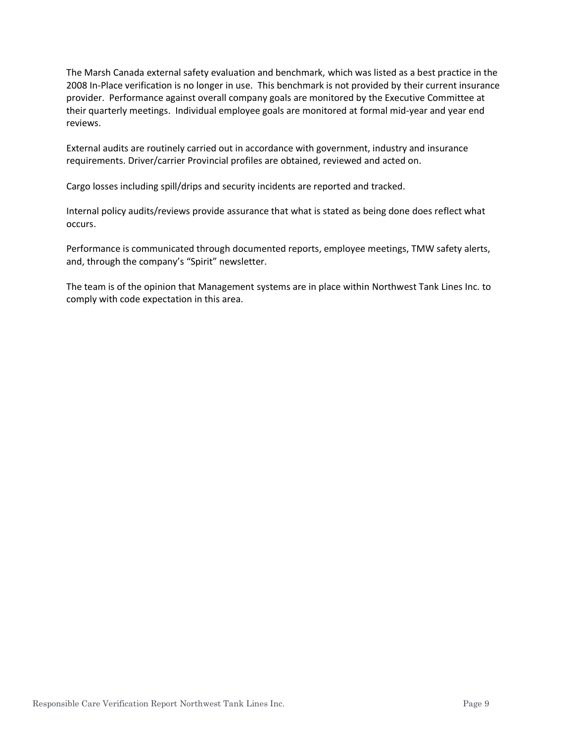The Marsh Canada external safety evaluation and benchmark, which was listed as a best practice in the 2008 In-Place verification is no longer in use. This benchmark is not provided by their current insurance provider. Performance against overall company goals are monitored by the Executive Committee at their quarterly meetings. Individual employee goals are monitored at formal mid-year and year end reviews.

External audits are routinely carried out in accordance with government, industry and insurance requirements. Driver/carrier Provincial profiles are obtained, reviewed and acted on.

Cargo losses including spill/drips and security incidents are reported and tracked.

Internal policy audits/reviews provide assurance that what is stated as being done does reflect what occurs.

Performance is communicated through documented reports, employee meetings, TMW safety alerts, and, through the company's "Spirit" newsletter.

The team is of the opinion that Management systems are in place within Northwest Tank Lines Inc. to comply with code expectation in this area.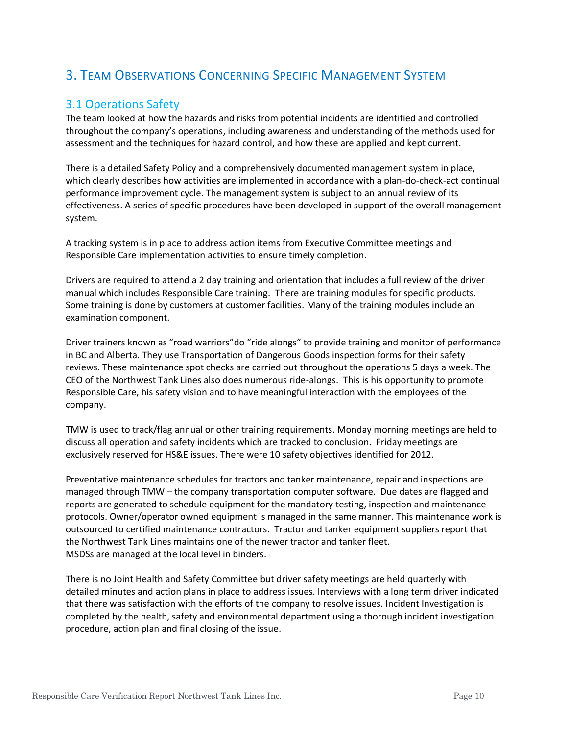# 3. Team Observations Concerning Specific Management System

## 3.1 Operations Safety

The team looked at how the hazards and risks from potential incidents are identified and controlled throughout the company's operations, including awareness and understanding of the methods used for assessment and the techniques for hazard control, and how these are applied and kept current.

There is a detailed Safety Policy and a comprehensively documented management system in place, which clearly describes how activities are implemented in accordance with a plan-do-check-act continual performance improvement cycle. The management system is subject to an annual review of its effectiveness. A series of specific procedures have been developed in support of the overall management system.

A tracking system is in place to address action items from Executive Committee meetings and Responsible Care implementation activities to ensure timely completion.

Drivers are required to attend a 2 day training and orientation that includes a full review of the driver manual which includes Responsible Care training. There are training modules for specific products. Some training is done by customers at customer facilities. Many of the training modules include an examination component.

Driver trainers known as "road warriors"do "ride alongs" to provide training and monitor of performance in BC and Alberta. They use Transportation of Dangerous Goods inspection forms for their safety reviews. These maintenance spot checks are carried out throughout the operations 5 days a week. The CEO of the Northwest Tank Lines also does numerous ride-alongs. This is his opportunity to promote Responsible Care, his safety vision and to have meaningful interaction with the employees of the company.

TMW is used to track/flag annual or other training requirements. Monday morning meetings are held to discuss all operation and safety incidents which are tracked to conclusion. Friday meetings are exclusively reserved for HS&E issues. There were 10 safety objectives identified for 2012.

Preventative maintenance schedules for tractors and tanker maintenance, repair and inspections are managed through TMW – the company transportation computer software. Due dates are flagged and reports are generated to schedule equipment for the mandatory testing, inspection and maintenance protocols. Owner/operator owned equipment is managed in the same manner. This maintenance work is outsourced to certified maintenance contractors. Tractor and tanker equipment suppliers report that the Northwest Tank Lines maintains one of the newer tractor and tanker fleet.
MSDSs are managed at the local level in binders.

There is no Joint Health and Safety Committee but driver safety meetings are held quarterly with detailed minutes and action plans in place to address issues. Interviews with a long term driver indicated that there was satisfaction with the efforts of the company to resolve issues. Incident Investigation is completed by the health, safety and environmental department using a thorough incident investigation procedure, action plan and final closing of the issue.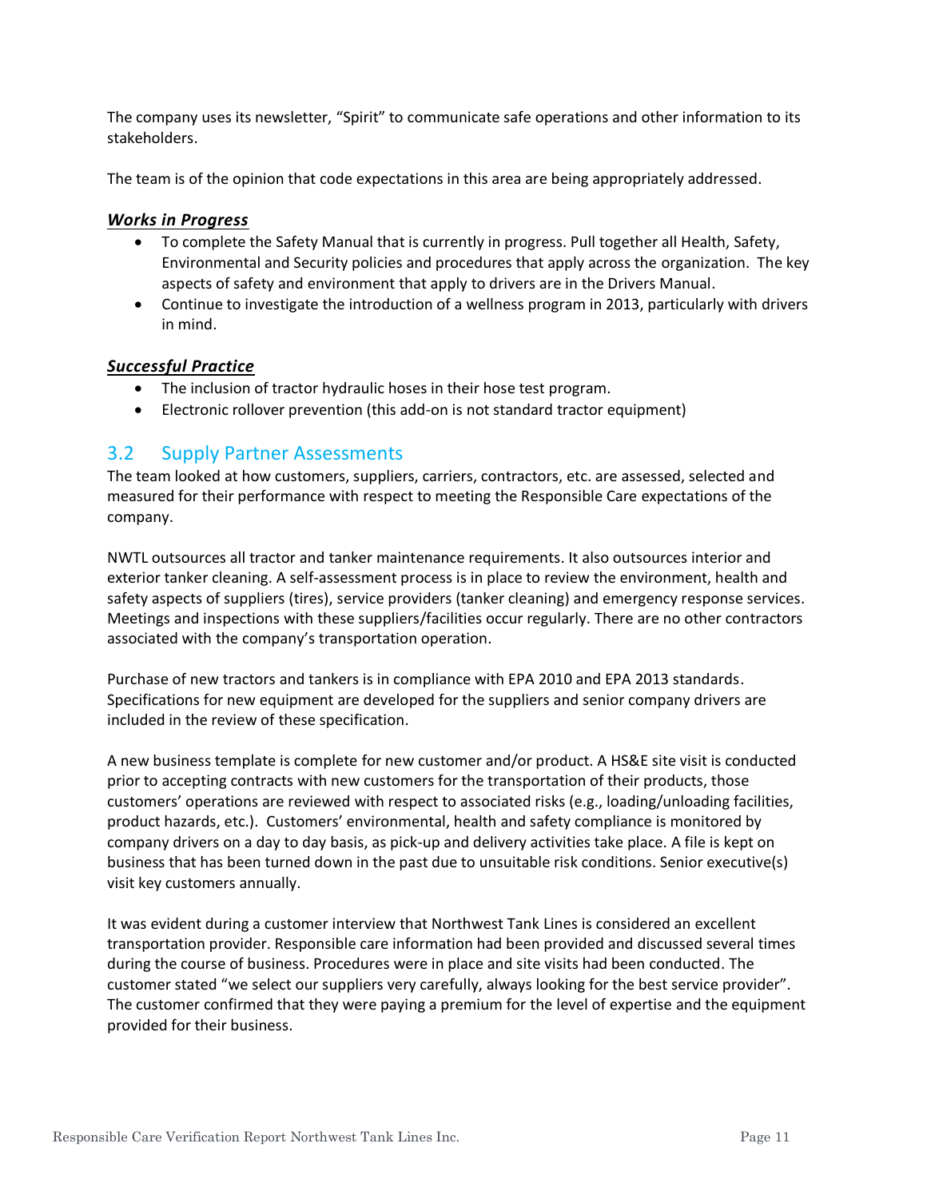The company uses its newsletter, "Spirit" to communicate safe operations and other information to its stakeholders.

The team is of the opinion that code expectations in this area are being appropriately addressed.

***Works in Progress***

- To complete the Safety Manual that is currently in progress. Pull together all Health, Safety, Environmental and Security policies and procedures that apply across the organization. The key aspects of safety and environment that apply to drivers are in the Drivers Manual.
- Continue to investigate the introduction of a wellness program in 2013, particularly with drivers in mind.

***Successful Practice***

- The inclusion of tractor hydraulic hoses in their hose test program.
- Electronic rollover prevention (this add-on is not standard tractor equipment)

## 3.2 Supply Partner Assessments

The team looked at how customers, suppliers, carriers, contractors, etc. are assessed, selected and measured for their performance with respect to meeting the Responsible Care expectations of the company.

NWTL outsources all tractor and tanker maintenance requirements. It also outsources interior and exterior tanker cleaning. A self-assessment process is in place to review the environment, health and safety aspects of suppliers (tires), service providers (tanker cleaning) and emergency response services. Meetings and inspections with these suppliers/facilities occur regularly. There are no other contractors associated with the company's transportation operation.

Purchase of new tractors and tankers is in compliance with EPA 2010 and EPA 2013 standards. Specifications for new equipment are developed for the suppliers and senior company drivers are included in the review of these specification.

A new business template is complete for new customer and/or product. A HS&E site visit is conducted prior to accepting contracts with new customers for the transportation of their products, those customers' operations are reviewed with respect to associated risks (e.g., loading/unloading facilities, product hazards, etc.). Customers' environmental, health and safety compliance is monitored by company drivers on a day to day basis, as pick-up and delivery activities take place. A file is kept on business that has been turned down in the past due to unsuitable risk conditions. Senior executive(s) visit key customers annually.

It was evident during a customer interview that Northwest Tank Lines is considered an excellent transportation provider. Responsible care information had been provided and discussed several times during the course of business. Procedures were in place and site visits had been conducted. The customer stated "we select our suppliers very carefully, always looking for the best service provider". The customer confirmed that they were paying a premium for the level of expertise and the equipment provided for their business.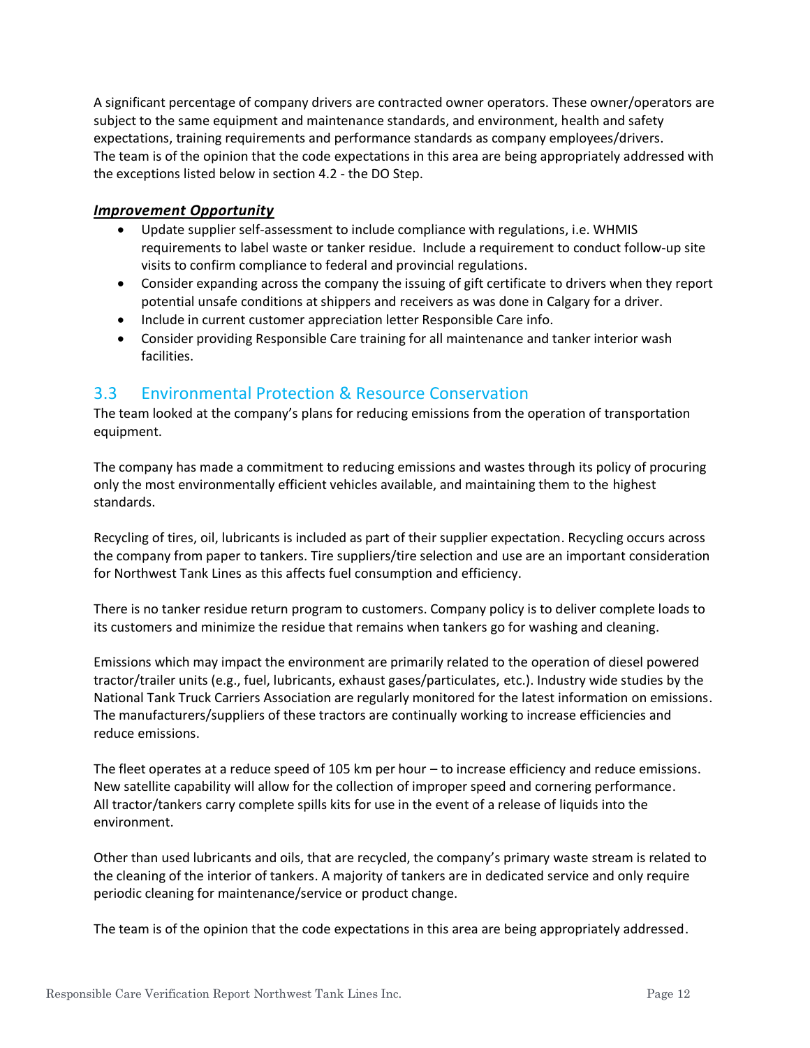A significant percentage of company drivers are contracted owner operators. These owner/operators are subject to the same equipment and maintenance standards, and environment, health and safety expectations, training requirements and performance standards as company employees/drivers. The team is of the opinion that the code expectations in this area are being appropriately addressed with the exceptions listed below in section 4.2 - the DO Step.

***Improvement Opportunity***

- Update supplier self-assessment to include compliance with regulations, i.e. WHMIS requirements to label waste or tanker residue. Include a requirement to conduct follow-up site visits to confirm compliance to federal and provincial regulations.
- Consider expanding across the company the issuing of gift certificate to drivers when they report potential unsafe conditions at shippers and receivers as was done in Calgary for a driver.
- Include in current customer appreciation letter Responsible Care info.
- Consider providing Responsible Care training for all maintenance and tanker interior wash facilities.

## 3.3 Environmental Protection & Resource Conservation

The team looked at the company's plans for reducing emissions from the operation of transportation equipment.

The company has made a commitment to reducing emissions and wastes through its policy of procuring only the most environmentally efficient vehicles available, and maintaining them to the highest standards.

Recycling of tires, oil, lubricants is included as part of their supplier expectation. Recycling occurs across the company from paper to tankers. Tire suppliers/tire selection and use are an important consideration for Northwest Tank Lines as this affects fuel consumption and efficiency.

There is no tanker residue return program to customers. Company policy is to deliver complete loads to its customers and minimize the residue that remains when tankers go for washing and cleaning.

Emissions which may impact the environment are primarily related to the operation of diesel powered tractor/trailer units (e.g., fuel, lubricants, exhaust gases/particulates, etc.). Industry wide studies by the National Tank Truck Carriers Association are regularly monitored for the latest information on emissions. The manufacturers/suppliers of these tractors are continually working to increase efficiencies and reduce emissions.

The fleet operates at a reduce speed of 105 km per hour – to increase efficiency and reduce emissions. New satellite capability will allow for the collection of improper speed and cornering performance. All tractor/tankers carry complete spills kits for use in the event of a release of liquids into the environment.

Other than used lubricants and oils, that are recycled, the company's primary waste stream is related to the cleaning of the interior of tankers. A majority of tankers are in dedicated service and only require periodic cleaning for maintenance/service or product change.

The team is of the opinion that the code expectations in this area are being appropriately addressed.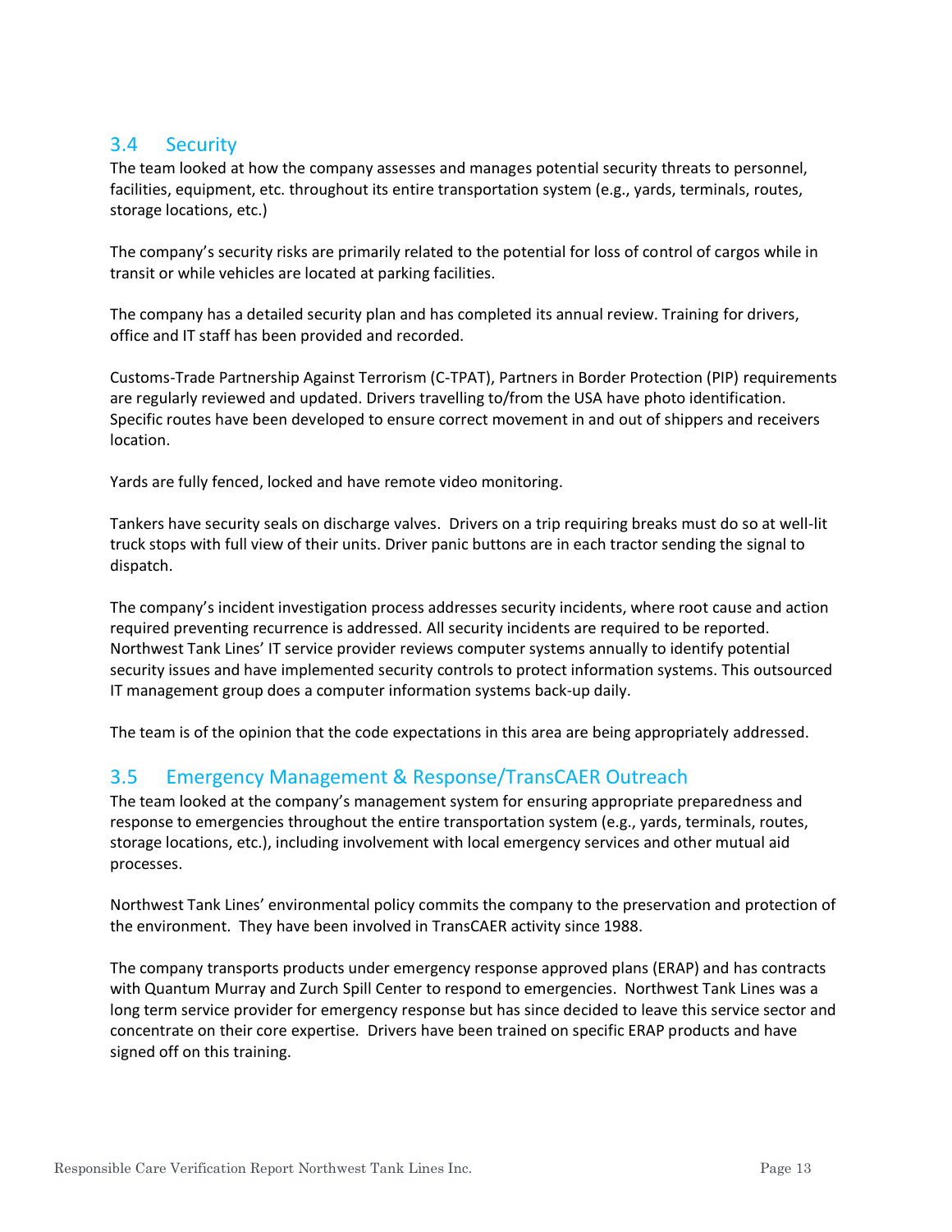## 3.4 Security

The team looked at how the company assesses and manages potential security threats to personnel, facilities, equipment, etc. throughout its entire transportation system (e.g., yards, terminals, routes, storage locations, etc.)

The company's security risks are primarily related to the potential for loss of control of cargos while in transit or while vehicles are located at parking facilities.

The company has a detailed security plan and has completed its annual review. Training for drivers, office and IT staff has been provided and recorded.

Customs-Trade Partnership Against Terrorism (C-TPAT), Partners in Border Protection (PIP) requirements are regularly reviewed and updated. Drivers travelling to/from the USA have photo identification. Specific routes have been developed to ensure correct movement in and out of shippers and receivers location.

Yards are fully fenced, locked and have remote video monitoring.

Tankers have security seals on discharge valves. Drivers on a trip requiring breaks must do so at well-lit truck stops with full view of their units. Driver panic buttons are in each tractor sending the signal to dispatch.

The company's incident investigation process addresses security incidents, where root cause and action required preventing recurrence is addressed. All security incidents are required to be reported. Northwest Tank Lines' IT service provider reviews computer systems annually to identify potential security issues and have implemented security controls to protect information systems. This outsourced IT management group does a computer information systems back-up daily.

The team is of the opinion that the code expectations in this area are being appropriately addressed.

## 3.5 Emergency Management & Response/TransCAER Outreach

The team looked at the company's management system for ensuring appropriate preparedness and response to emergencies throughout the entire transportation system (e.g., yards, terminals, routes, storage locations, etc.), including involvement with local emergency services and other mutual aid processes.

Northwest Tank Lines' environmental policy commits the company to the preservation and protection of the environment. They have been involved in TransCAER activity since 1988.

The company transports products under emergency response approved plans (ERAP) and has contracts with Quantum Murray and Zurch Spill Center to respond to emergencies. Northwest Tank Lines was a long term service provider for emergency response but has since decided to leave this service sector and concentrate on their core expertise. Drivers have been trained on specific ERAP products and have signed off on this training.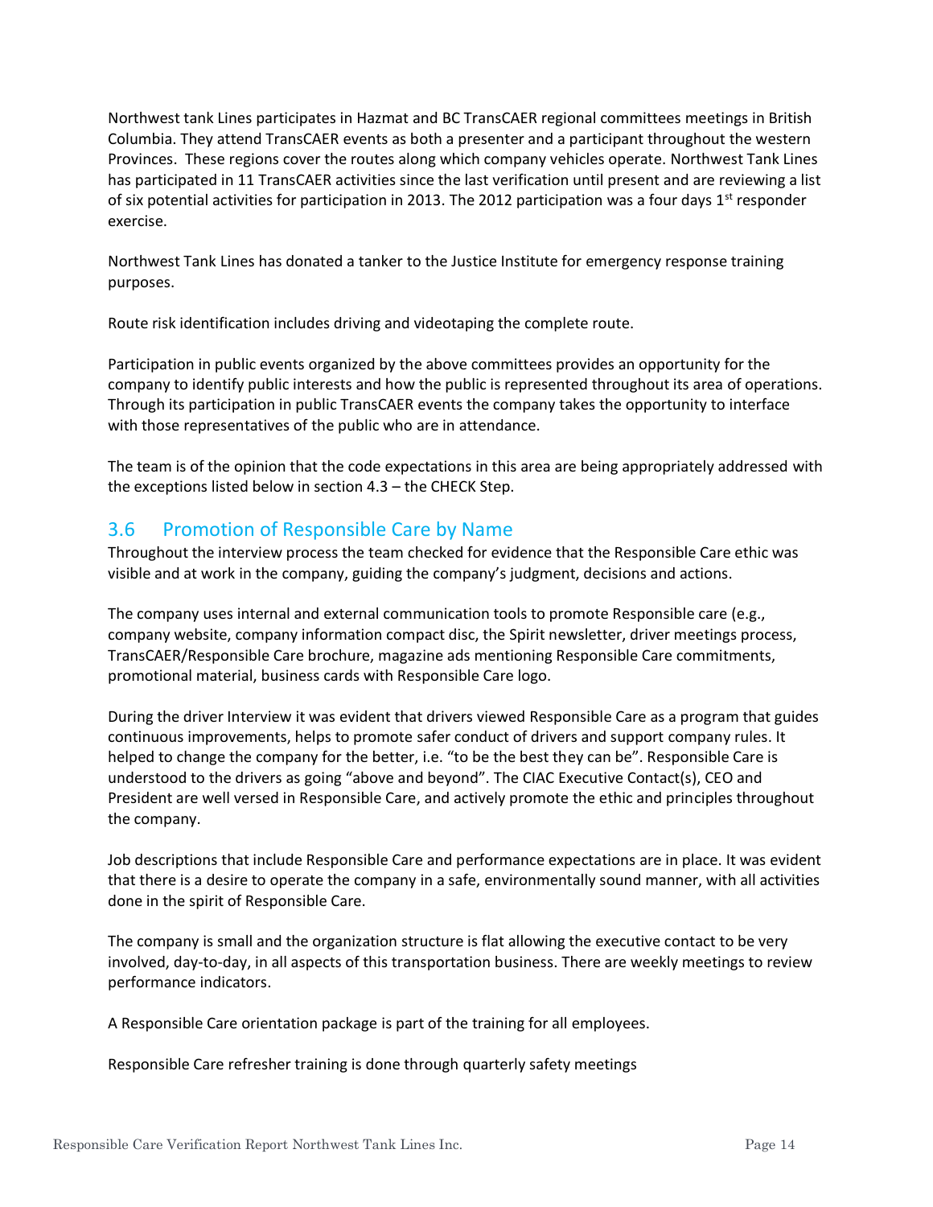Northwest tank Lines participates in Hazmat and BC TransCAER regional committees meetings in British Columbia. They attend TransCAER events as both a presenter and a participant throughout the western Provinces. These regions cover the routes along which company vehicles operate. Northwest Tank Lines has participated in 11 TransCAER activities since the last verification until present and are reviewing a list of six potential activities for participation in 2013. The 2012 participation was a four days 1st responder exercise.

Northwest Tank Lines has donated a tanker to the Justice Institute for emergency response training purposes.

Route risk identification includes driving and videotaping the complete route.

Participation in public events organized by the above committees provides an opportunity for the company to identify public interests and how the public is represented throughout its area of operations. Through its participation in public TransCAER events the company takes the opportunity to interface with those representatives of the public who are in attendance.

The team is of the opinion that the code expectations in this area are being appropriately addressed with the exceptions listed below in section 4.3 – the CHECK Step.

## 3.6 Promotion of Responsible Care by Name

Throughout the interview process the team checked for evidence that the Responsible Care ethic was visible and at work in the company, guiding the company's judgment, decisions and actions.

The company uses internal and external communication tools to promote Responsible care (e.g., company website, company information compact disc, the Spirit newsletter, driver meetings process, TransCAER/Responsible Care brochure, magazine ads mentioning Responsible Care commitments, promotional material, business cards with Responsible Care logo.

During the driver Interview it was evident that drivers viewed Responsible Care as a program that guides continuous improvements, helps to promote safer conduct of drivers and support company rules. It helped to change the company for the better, i.e. "to be the best they can be". Responsible Care is understood to the drivers as going "above and beyond". The CIAC Executive Contact(s), CEO and President are well versed in Responsible Care, and actively promote the ethic and principles throughout the company.

Job descriptions that include Responsible Care and performance expectations are in place. It was evident that there is a desire to operate the company in a safe, environmentally sound manner, with all activities done in the spirit of Responsible Care.

The company is small and the organization structure is flat allowing the executive contact to be very involved, day-to-day, in all aspects of this transportation business. There are weekly meetings to review performance indicators.

A Responsible Care orientation package is part of the training for all employees.

Responsible Care refresher training is done through quarterly safety meetings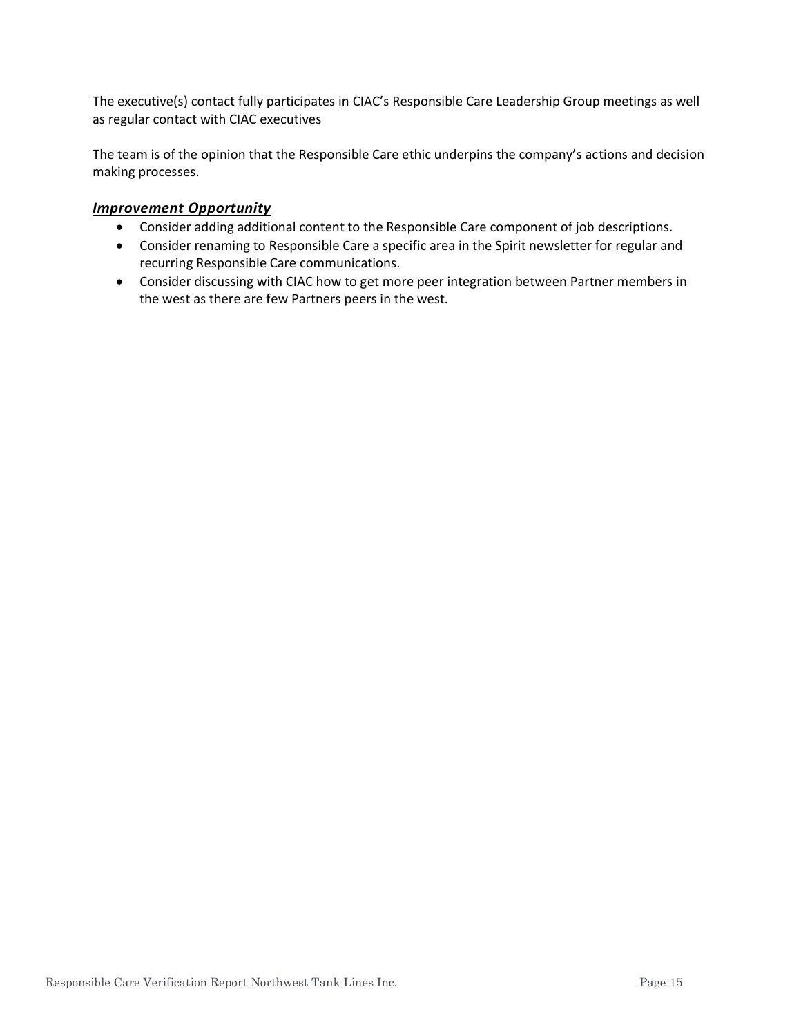The executive(s) contact fully participates in CIAC's Responsible Care Leadership Group meetings as well as regular contact with CIAC executives

The team is of the opinion that the Responsible Care ethic underpins the company's actions and decision making processes.

### ***Improvement Opportunity***

- Consider adding additional content to the Responsible Care component of job descriptions.
- Consider renaming to Responsible Care a specific area in the Spirit newsletter for regular and recurring Responsible Care communications.
- Consider discussing with CIAC how to get more peer integration between Partner members in the west as there are few Partners peers in the west.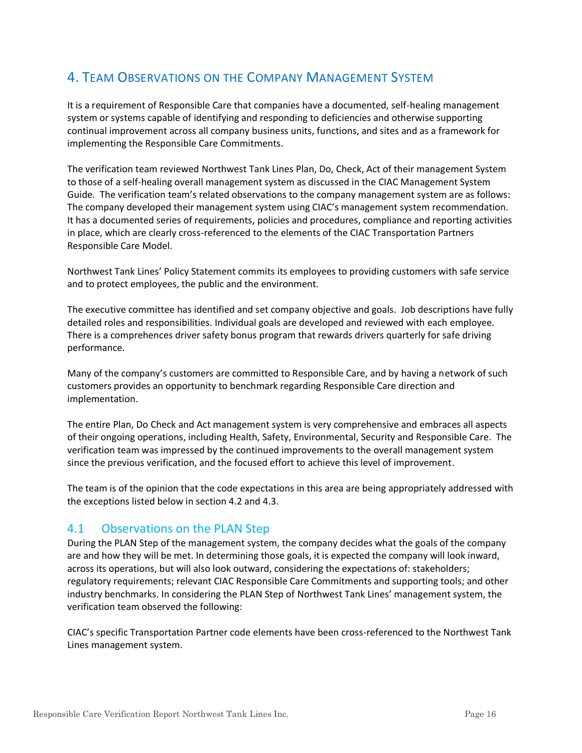## 4. Team Observations on the Company Management System

It is a requirement of Responsible Care that companies have a documented, self-healing management system or systems capable of identifying and responding to deficiencies and otherwise supporting continual improvement across all company business units, functions, and sites and as a framework for implementing the Responsible Care Commitments.

The verification team reviewed Northwest Tank Lines Plan, Do, Check, Act of their management System to those of a self-healing overall management system as discussed in the CIAC Management System Guide. The verification team's related observations to the company management system are as follows: The company developed their management system using CIAC's management system recommendation. It has a documented series of requirements, policies and procedures, compliance and reporting activities in place, which are clearly cross-referenced to the elements of the CIAC Transportation Partners Responsible Care Model.

Northwest Tank Lines' Policy Statement commits its employees to providing customers with safe service and to protect employees, the public and the environment.

The executive committee has identified and set company objective and goals. Job descriptions have fully detailed roles and responsibilities. Individual goals are developed and reviewed with each employee. There is a comprehences driver safety bonus program that rewards drivers quarterly for safe driving performance.

Many of the company's customers are committed to Responsible Care, and by having a network of such customers provides an opportunity to benchmark regarding Responsible Care direction and implementation.

The entire Plan, Do Check and Act management system is very comprehensive and embraces all aspects of their ongoing operations, including Health, Safety, Environmental, Security and Responsible Care. The verification team was impressed by the continued improvements to the overall management system since the previous verification, and the focused effort to achieve this level of improvement.

The team is of the opinion that the code expectations in this area are being appropriately addressed with the exceptions listed below in section 4.2 and 4.3.

### 4.1 Observations on the PLAN Step

During the PLAN Step of the management system, the company decides what the goals of the company are and how they will be met. In determining those goals, it is expected the company will look inward, across its operations, but will also look outward, considering the expectations of: stakeholders; regulatory requirements; relevant CIAC Responsible Care Commitments and supporting tools; and other industry benchmarks. In considering the PLAN Step of Northwest Tank Lines' management system, the verification team observed the following:

CIAC's specific Transportation Partner code elements have been cross-referenced to the Northwest Tank Lines management system.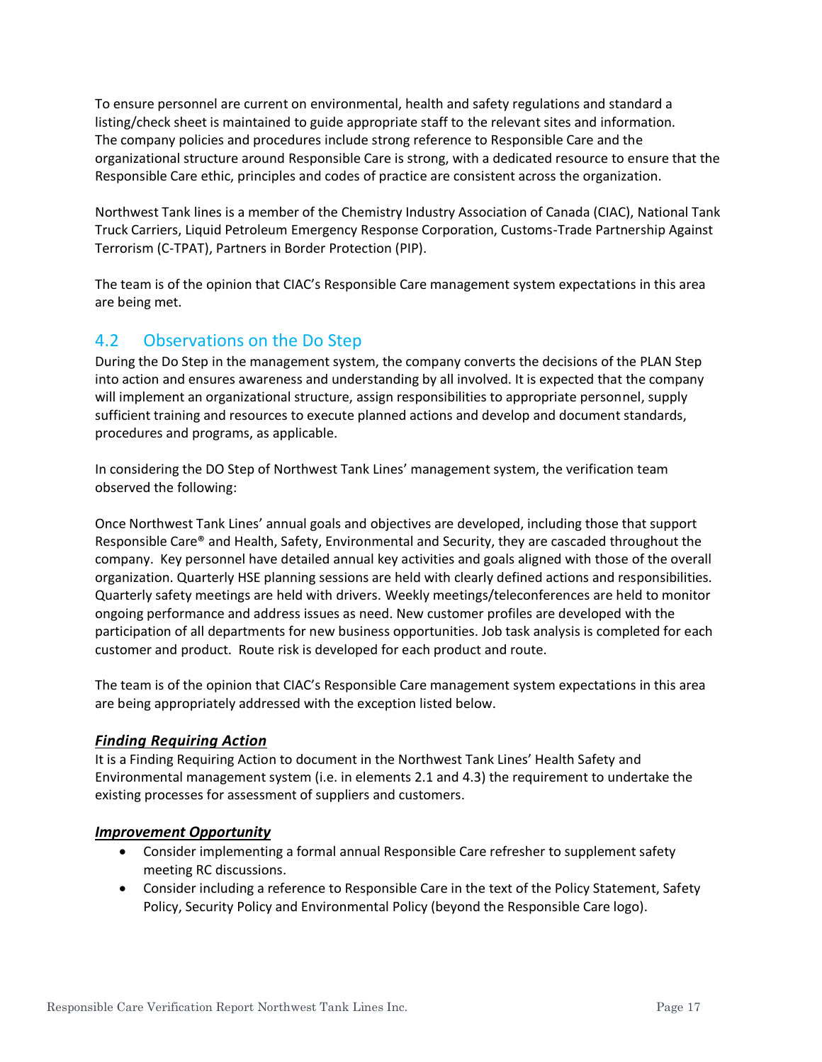To ensure personnel are current on environmental, health and safety regulations and standard a listing/check sheet is maintained to guide appropriate staff to the relevant sites and information. The company policies and procedures include strong reference to Responsible Care and the organizational structure around Responsible Care is strong, with a dedicated resource to ensure that the Responsible Care ethic, principles and codes of practice are consistent across the organization.

Northwest Tank lines is a member of the Chemistry Industry Association of Canada (CIAC), National Tank Truck Carriers, Liquid Petroleum Emergency Response Corporation, Customs-Trade Partnership Against Terrorism (C-TPAT), Partners in Border Protection (PIP).

The team is of the opinion that CIAC's Responsible Care management system expectations in this area are being met.

## 4.2 Observations on the Do Step

During the Do Step in the management system, the company converts the decisions of the PLAN Step into action and ensures awareness and understanding by all involved. It is expected that the company will implement an organizational structure, assign responsibilities to appropriate personnel, supply sufficient training and resources to execute planned actions and develop and document standards, procedures and programs, as applicable.

In considering the DO Step of Northwest Tank Lines' management system, the verification team observed the following:

Once Northwest Tank Lines' annual goals and objectives are developed, including those that support Responsible Care® and Health, Safety, Environmental and Security, they are cascaded throughout the company. Key personnel have detailed annual key activities and goals aligned with those of the overall organization. Quarterly HSE planning sessions are held with clearly defined actions and responsibilities. Quarterly safety meetings are held with drivers. Weekly meetings/teleconferences are held to monitor ongoing performance and address issues as need. New customer profiles are developed with the participation of all departments for new business opportunities. Job task analysis is completed for each customer and product. Route risk is developed for each product and route.

The team is of the opinion that CIAC's Responsible Care management system expectations in this area are being appropriately addressed with the exception listed below.

***Finding Requiring Action***

It is a Finding Requiring Action to document in the Northwest Tank Lines' Health Safety and Environmental management system (i.e. in elements 2.1 and 4.3) the requirement to undertake the existing processes for assessment of suppliers and customers.

***Improvement Opportunity***

- Consider implementing a formal annual Responsible Care refresher to supplement safety meeting RC discussions.
- Consider including a reference to Responsible Care in the text of the Policy Statement, Safety Policy, Security Policy and Environmental Policy (beyond the Responsible Care logo).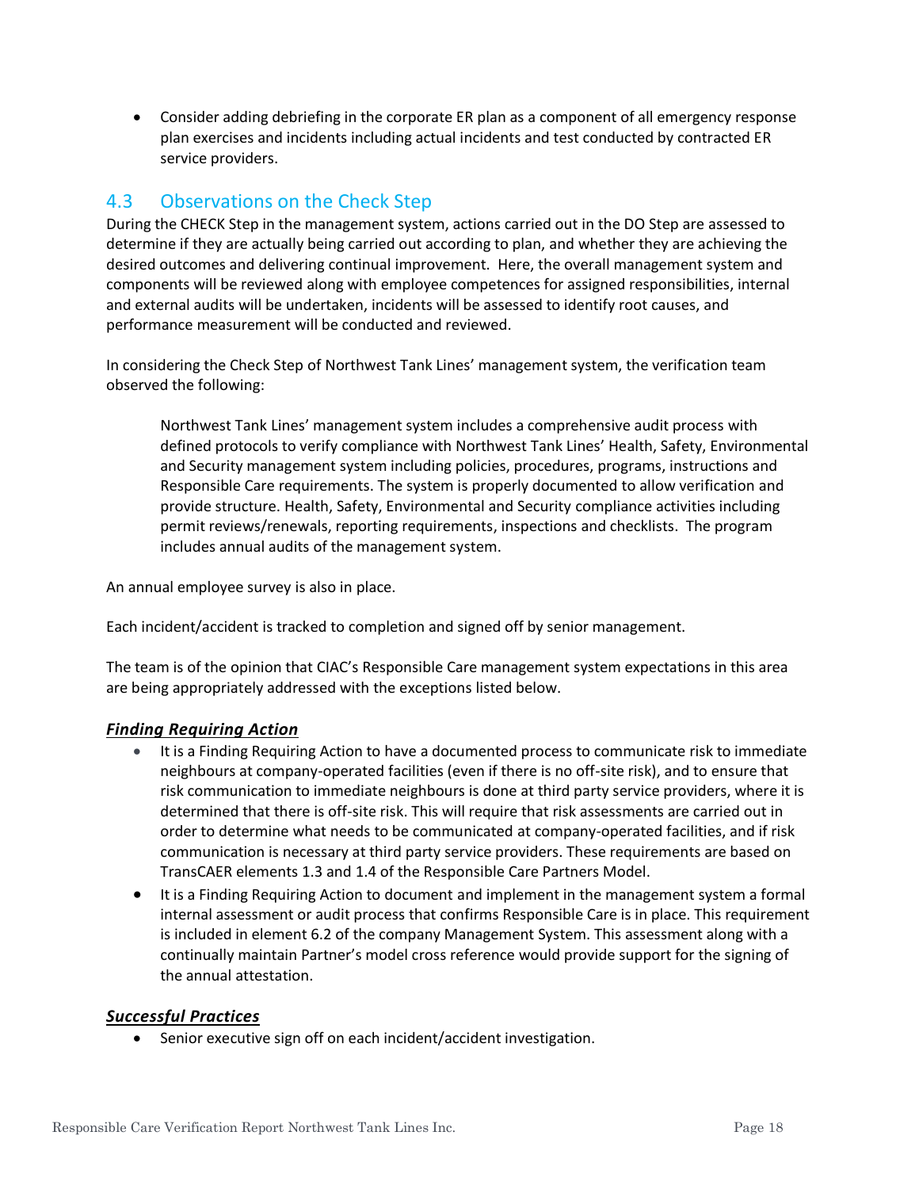- Consider adding debriefing in the corporate ER plan as a component of all emergency response plan exercises and incidents including actual incidents and test conducted by contracted ER service providers.

## 4.3 Observations on the Check Step

During the CHECK Step in the management system, actions carried out in the DO Step are assessed to determine if they are actually being carried out according to plan, and whether they are achieving the desired outcomes and delivering continual improvement. Here, the overall management system and components will be reviewed along with employee competences for assigned responsibilities, internal and external audits will be undertaken, incidents will be assessed to identify root causes, and performance measurement will be conducted and reviewed.

In considering the Check Step of Northwest Tank Lines' management system, the verification team observed the following:

> Northwest Tank Lines' management system includes a comprehensive audit process with defined protocols to verify compliance with Northwest Tank Lines' Health, Safety, Environmental and Security management system including policies, procedures, programs, instructions and Responsible Care requirements. The system is properly documented to allow verification and provide structure. Health, Safety, Environmental and Security compliance activities including permit reviews/renewals, reporting requirements, inspections and checklists. The program includes annual audits of the management system.

An annual employee survey is also in place.

Each incident/accident is tracked to completion and signed off by senior management.

The team is of the opinion that CIAC's Responsible Care management system expectations in this area are being appropriately addressed with the exceptions listed below.

### ***Finding Requiring Action***

- It is a Finding Requiring Action to have a documented process to communicate risk to immediate neighbours at company-operated facilities (even if there is no off-site risk), and to ensure that risk communication to immediate neighbours is done at third party service providers, where it is determined that there is off-site risk. This will require that risk assessments are carried out in order to determine what needs to be communicated at company-operated facilities, and if risk communication is necessary at third party service providers. These requirements are based on TransCAER elements 1.3 and 1.4 of the Responsible Care Partners Model.
- It is a Finding Requiring Action to document and implement in the management system a formal internal assessment or audit process that confirms Responsible Care is in place. This requirement is included in element 6.2 of the company Management System. This assessment along with a continually maintain Partner's model cross reference would provide support for the signing of the annual attestation.

### ***Successful Practices***

- Senior executive sign off on each incident/accident investigation.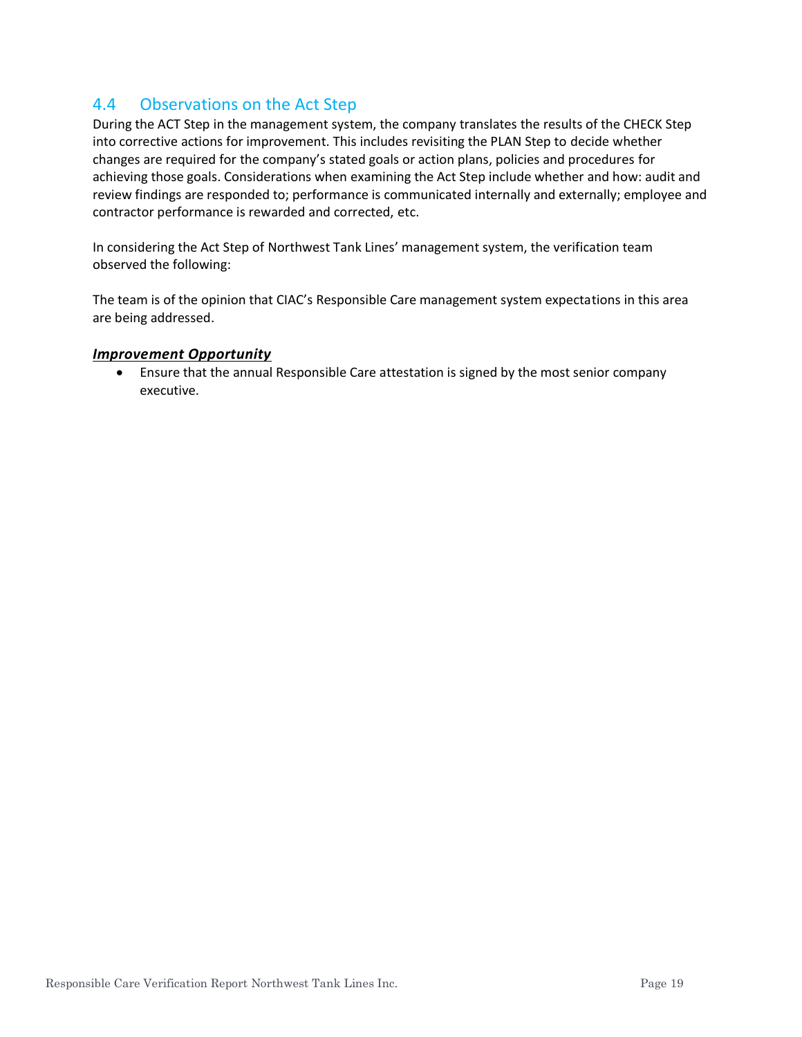## 4.4 Observations on the Act Step

During the ACT Step in the management system, the company translates the results of the CHECK Step into corrective actions for improvement. This includes revisiting the PLAN Step to decide whether changes are required for the company's stated goals or action plans, policies and procedures for achieving those goals. Considerations when examining the Act Step include whether and how: audit and review findings are responded to; performance is communicated internally and externally; employee and contractor performance is rewarded and corrected, etc.

In considering the Act Step of Northwest Tank Lines' management system, the verification team observed the following:

The team is of the opinion that CIAC's Responsible Care management system expectations in this area are being addressed.

***Improvement Opportunity***

- Ensure that the annual Responsible Care attestation is signed by the most senior company executive.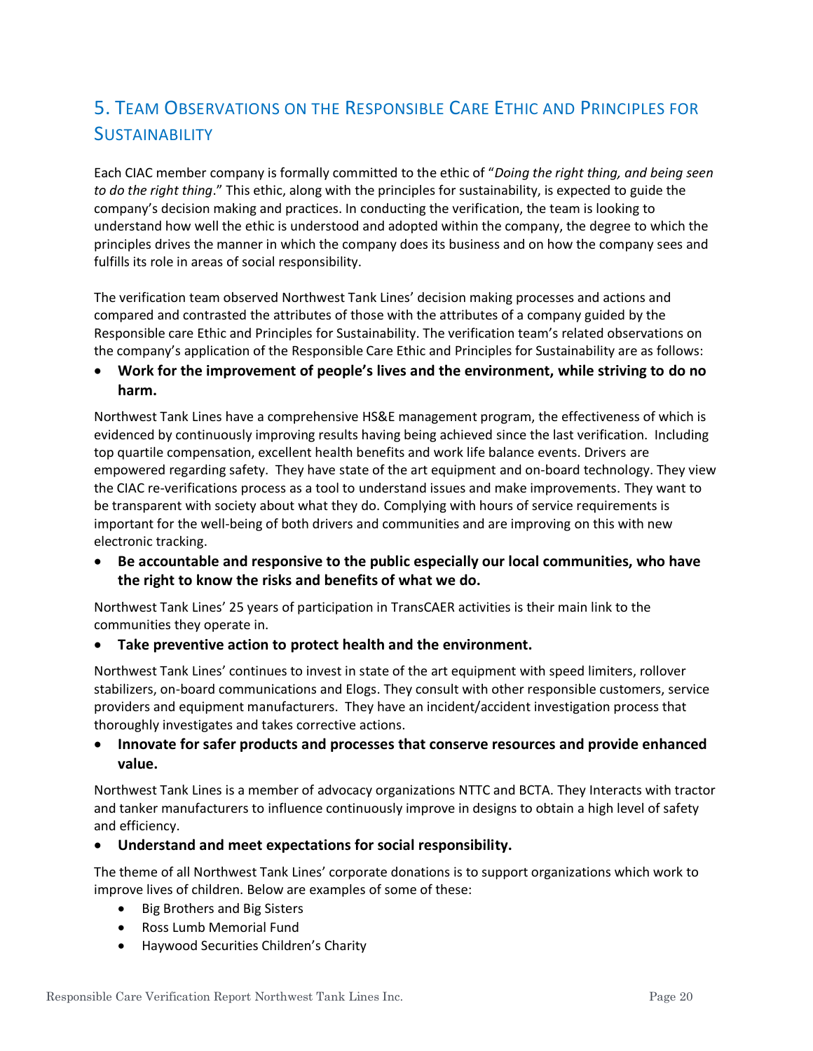## 5. Team Observations on the Responsible Care Ethic and Principles for Sustainability

Each CIAC member company is formally committed to the ethic of "*Doing the right thing, and being seen to do the right thing*." This ethic, along with the principles for sustainability, is expected to guide the company's decision making and practices. In conducting the verification, the team is looking to understand how well the ethic is understood and adopted within the company, the degree to which the principles drives the manner in which the company does its business and on how the company sees and fulfills its role in areas of social responsibility.

The verification team observed Northwest Tank Lines' decision making processes and actions and compared and contrasted the attributes of those with the attributes of a company guided by the Responsible care Ethic and Principles for Sustainability. The verification team's related observations on the company's application of the Responsible Care Ethic and Principles for Sustainability are as follows:

- **Work for the improvement of people's lives and the environment, while striving to do no harm.**

Northwest Tank Lines have a comprehensive HS&E management program, the effectiveness of which is evidenced by continuously improving results having being achieved since the last verification. Including top quartile compensation, excellent health benefits and work life balance events. Drivers are empowered regarding safety. They have state of the art equipment and on-board technology. They view the CIAC re-verifications process as a tool to understand issues and make improvements. They want to be transparent with society about what they do. Complying with hours of service requirements is important for the well-being of both drivers and communities and are improving on this with new electronic tracking.

- **Be accountable and responsive to the public especially our local communities, who have the right to know the risks and benefits of what we do.**

Northwest Tank Lines' 25 years of participation in TransCAER activities is their main link to the communities they operate in.

- **Take preventive action to protect health and the environment.**

Northwest Tank Lines' continues to invest in state of the art equipment with speed limiters, rollover stabilizers, on-board communications and Elogs. They consult with other responsible customers, service providers and equipment manufacturers. They have an incident/accident investigation process that thoroughly investigates and takes corrective actions.

- **Innovate for safer products and processes that conserve resources and provide enhanced value.**

Northwest Tank Lines is a member of advocacy organizations NTTC and BCTA. They Interacts with tractor and tanker manufacturers to influence continuously improve in designs to obtain a high level of safety and efficiency.

- **Understand and meet expectations for social responsibility.**

The theme of all Northwest Tank Lines' corporate donations is to support organizations which work to improve lives of children. Below are examples of some of these:

- Big Brothers and Big Sisters
- Ross Lumb Memorial Fund
- Haywood Securities Children's Charity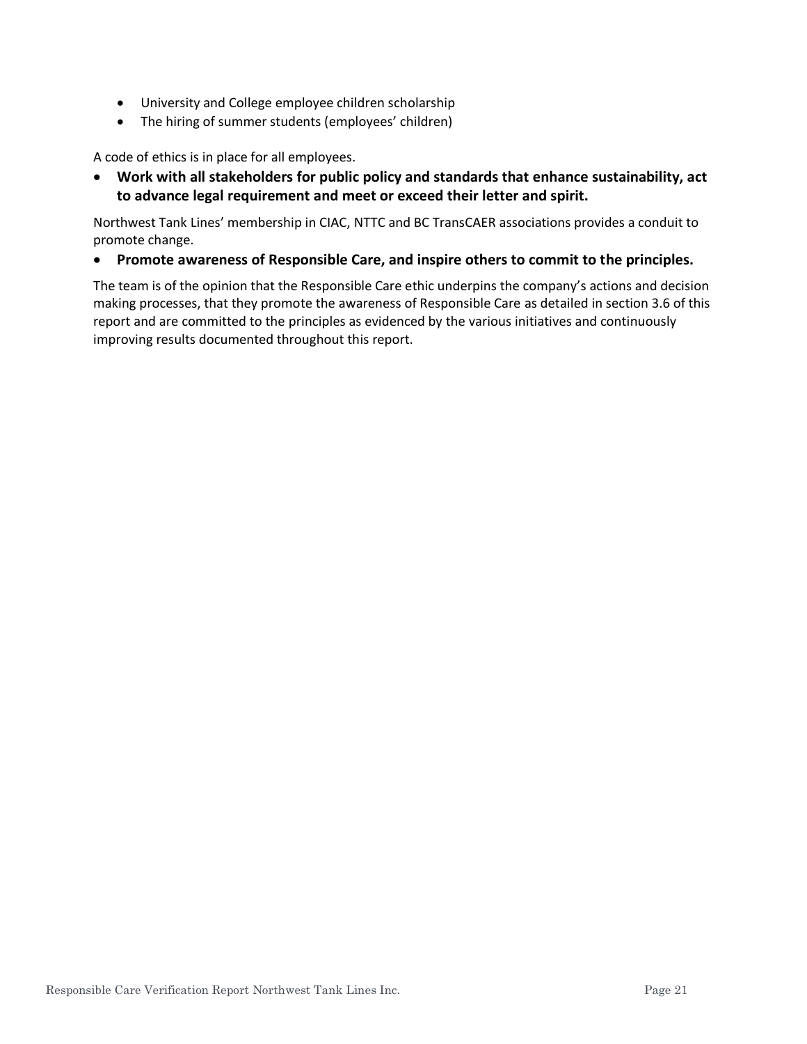- University and College employee children scholarship
- The hiring of summer students (employees' children)

A code of ethics is in place for all employees.

- **Work with all stakeholders for public policy and standards that enhance sustainability, act to advance legal requirement and meet or exceed their letter and spirit.**

Northwest Tank Lines' membership in CIAC, NTTC and BC TransCAER associations provides a conduit to promote change.

- **Promote awareness of Responsible Care, and inspire others to commit to the principles.**

The team is of the opinion that the Responsible Care ethic underpins the company's actions and decision making processes, that they promote the awareness of Responsible Care as detailed in section 3.6 of this report and are committed to the principles as evidenced by the various initiatives and continuously improving results documented throughout this report.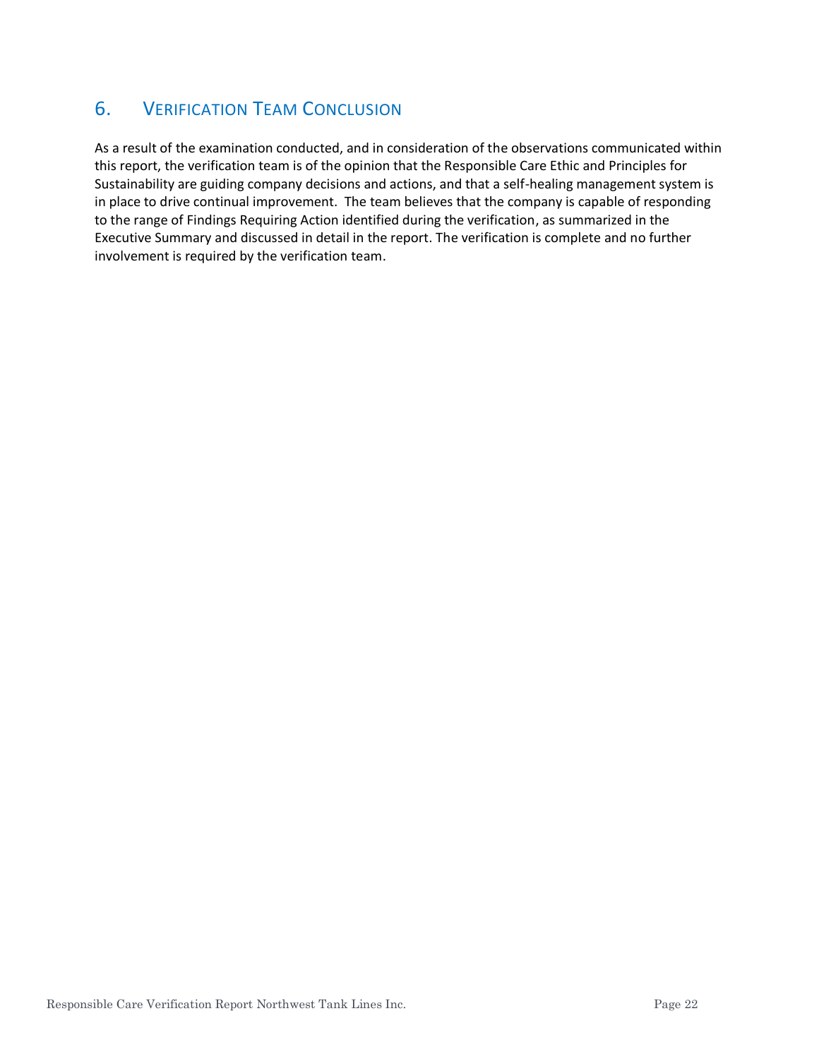## 6. Verification Team Conclusion

As a result of the examination conducted, and in consideration of the observations communicated within this report, the verification team is of the opinion that the Responsible Care Ethic and Principles for Sustainability are guiding company decisions and actions, and that a self-healing management system is in place to drive continual improvement. The team believes that the company is capable of responding to the range of Findings Requiring Action identified during the verification, as summarized in the Executive Summary and discussed in detail in the report. The verification is complete and no further involvement is required by the verification team.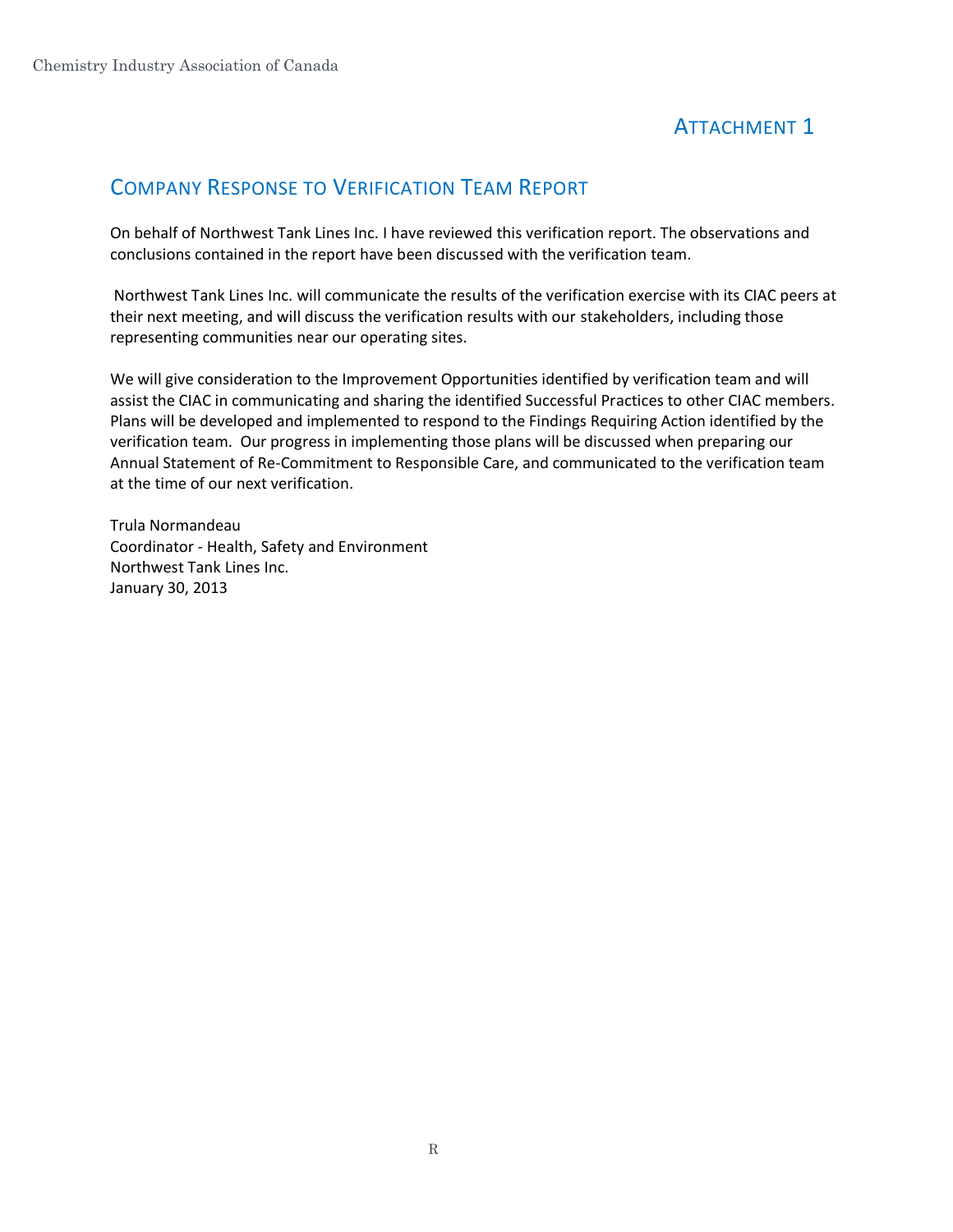## Attachment 1

## Company Response to Verification Team Report

On behalf of Northwest Tank Lines Inc. I have reviewed this verification report. The observations and conclusions contained in the report have been discussed with the verification team.

Northwest Tank Lines Inc. will communicate the results of the verification exercise with its CIAC peers at their next meeting, and will discuss the verification results with our stakeholders, including those representing communities near our operating sites.

We will give consideration to the Improvement Opportunities identified by verification team and will assist the CIAC in communicating and sharing the identified Successful Practices to other CIAC members. Plans will be developed and implemented to respond to the Findings Requiring Action identified by the verification team. Our progress in implementing those plans will be discussed when preparing our Annual Statement of Re-Commitment to Responsible Care, and communicated to the verification team at the time of our next verification.

Trula Normandeau  
Coordinator - Health, Safety and Environment  
Northwest Tank Lines Inc.  
January 30, 2013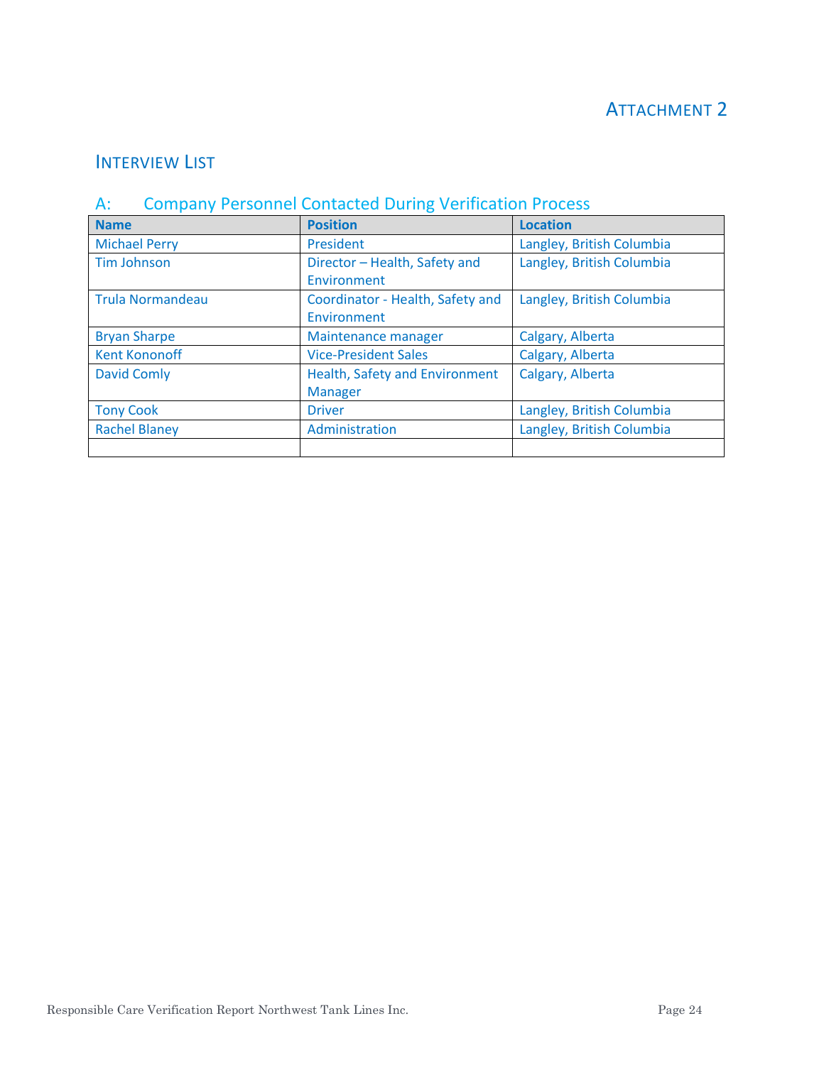# ATTACHMENT 2

## INTERVIEW LIST

### A: Company Personnel Contacted During Verification Process

| Name | Position | Location |
|---|---|---|
| Michael Perry | President | Langley, British Columbia |
| Tim Johnson | Director – Health, Safety and Environment | Langley, British Columbia |
| Trula Normandeau | Coordinator - Health, Safety and Environment | Langley, British Columbia |
| Bryan Sharpe | Maintenance manager | Calgary, Alberta |
| Kent Kononoff | Vice-President Sales | Calgary, Alberta |
| David Comly | Health, Safety and Environment Manager | Calgary, Alberta |
| Tony Cook | Driver | Langley, British Columbia |
| Rachel Blaney | Administration | Langley, British Columbia |
| | | |